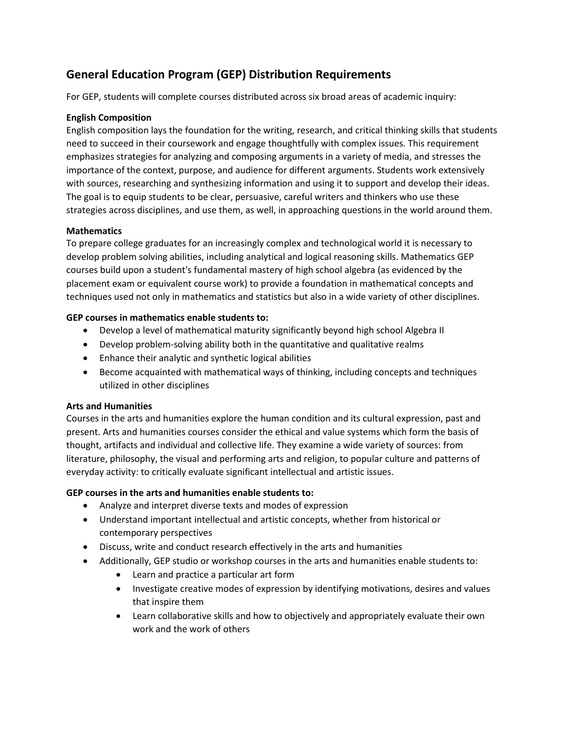## General Education Program (GEP) Distribution Requirements

For GEP, students will complete courses distributed across six broad areas of academic inquiry:

**English Composition**

English composition lays the foundation for the writing, research, and critical thinking skills that students need to succeed in their coursework and engage thoughtfully with complex issues. This requirement emphasizes strategies for analyzing and composing arguments in a variety of media, and stresses the importance of the context, purpose, and audience for different arguments. Students work extensively with sources, researching and synthesizing information and using it to support and develop their ideas. The goal is to equip students to be clear, persuasive, careful writers and thinkers who use these strategies across disciplines, and use them, as well, in approaching questions in the world around them.

**Mathematics**

To prepare college graduates for an increasingly complex and technological world it is necessary to develop problem solving abilities, including analytical and logical reasoning skills. Mathematics GEP courses build upon a student's fundamental mastery of high school algebra (as evidenced by the placement exam or equivalent course work) to provide a foundation in mathematical concepts and techniques used not only in mathematics and statistics but also in a wide variety of other disciplines.

**GEP courses in mathematics enable students to:**

- Develop a level of mathematical maturity significantly beyond high school Algebra II
- Develop problem-solving ability both in the quantitative and qualitative realms
- Enhance their analytic and synthetic logical abilities
- Become acquainted with mathematical ways of thinking, including concepts and techniques utilized in other disciplines

**Arts and Humanities**

Courses in the arts and humanities explore the human condition and its cultural expression, past and present. Arts and humanities courses consider the ethical and value systems which form the basis of thought, artifacts and individual and collective life. They examine a wide variety of sources: from literature, philosophy, the visual and performing arts and religion, to popular culture and patterns of everyday activity: to critically evaluate significant intellectual and artistic issues.

**GEP courses in the arts and humanities enable students to:**

- Analyze and interpret diverse texts and modes of expression
- Understand important intellectual and artistic concepts, whether from historical or contemporary perspectives
- Discuss, write and conduct research effectively in the arts and humanities
- Additionally, GEP studio or workshop courses in the arts and humanities enable students to:
  - Learn and practice a particular art form
  - Investigate creative modes of expression by identifying motivations, desires and values that inspire them
  - Learn collaborative skills and how to objectively and appropriately evaluate their own work and the work of others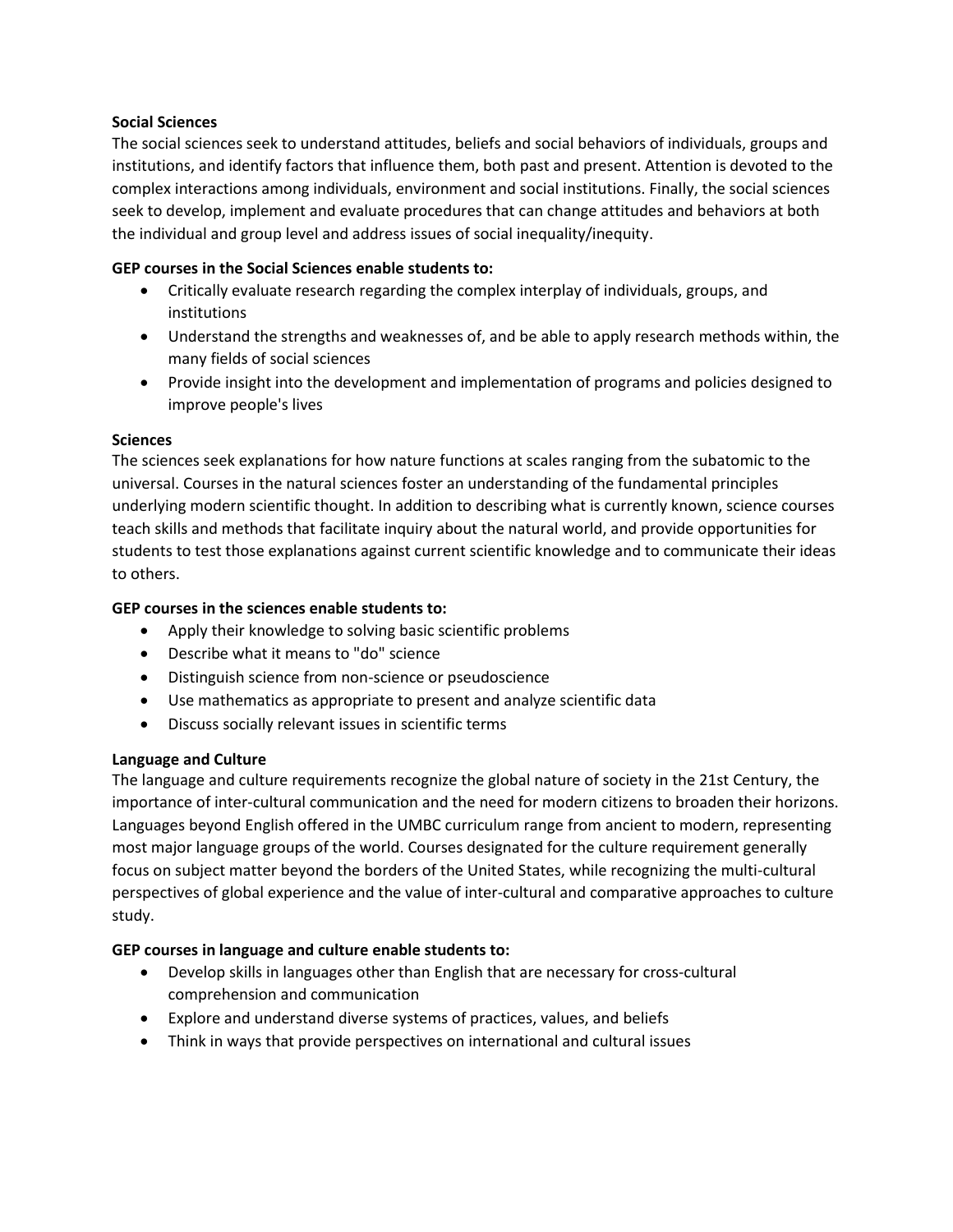**Social Sciences**

The social sciences seek to understand attitudes, beliefs and social behaviors of individuals, groups and institutions, and identify factors that influence them, both past and present. Attention is devoted to the complex interactions among individuals, environment and social institutions. Finally, the social sciences seek to develop, implement and evaluate procedures that can change attitudes and behaviors at both the individual and group level and address issues of social inequality/inequity.

**GEP courses in the Social Sciences enable students to:**

- Critically evaluate research regarding the complex interplay of individuals, groups, and institutions
- Understand the strengths and weaknesses of, and be able to apply research methods within, the many fields of social sciences
- Provide insight into the development and implementation of programs and policies designed to improve people's lives

**Sciences**

The sciences seek explanations for how nature functions at scales ranging from the subatomic to the universal. Courses in the natural sciences foster an understanding of the fundamental principles underlying modern scientific thought. In addition to describing what is currently known, science courses teach skills and methods that facilitate inquiry about the natural world, and provide opportunities for students to test those explanations against current scientific knowledge and to communicate their ideas to others.

**GEP courses in the sciences enable students to:**

- Apply their knowledge to solving basic scientific problems
- Describe what it means to "do" science
- Distinguish science from non-science or pseudoscience
- Use mathematics as appropriate to present and analyze scientific data
- Discuss socially relevant issues in scientific terms

**Language and Culture**

The language and culture requirements recognize the global nature of society in the 21st Century, the importance of inter-cultural communication and the need for modern citizens to broaden their horizons. Languages beyond English offered in the UMBC curriculum range from ancient to modern, representing most major language groups of the world. Courses designated for the culture requirement generally focus on subject matter beyond the borders of the United States, while recognizing the multi-cultural perspectives of global experience and the value of inter-cultural and comparative approaches to culture study.

**GEP courses in language and culture enable students to:**

- Develop skills in languages other than English that are necessary for cross-cultural comprehension and communication
- Explore and understand diverse systems of practices, values, and beliefs
- Think in ways that provide perspectives on international and cultural issues